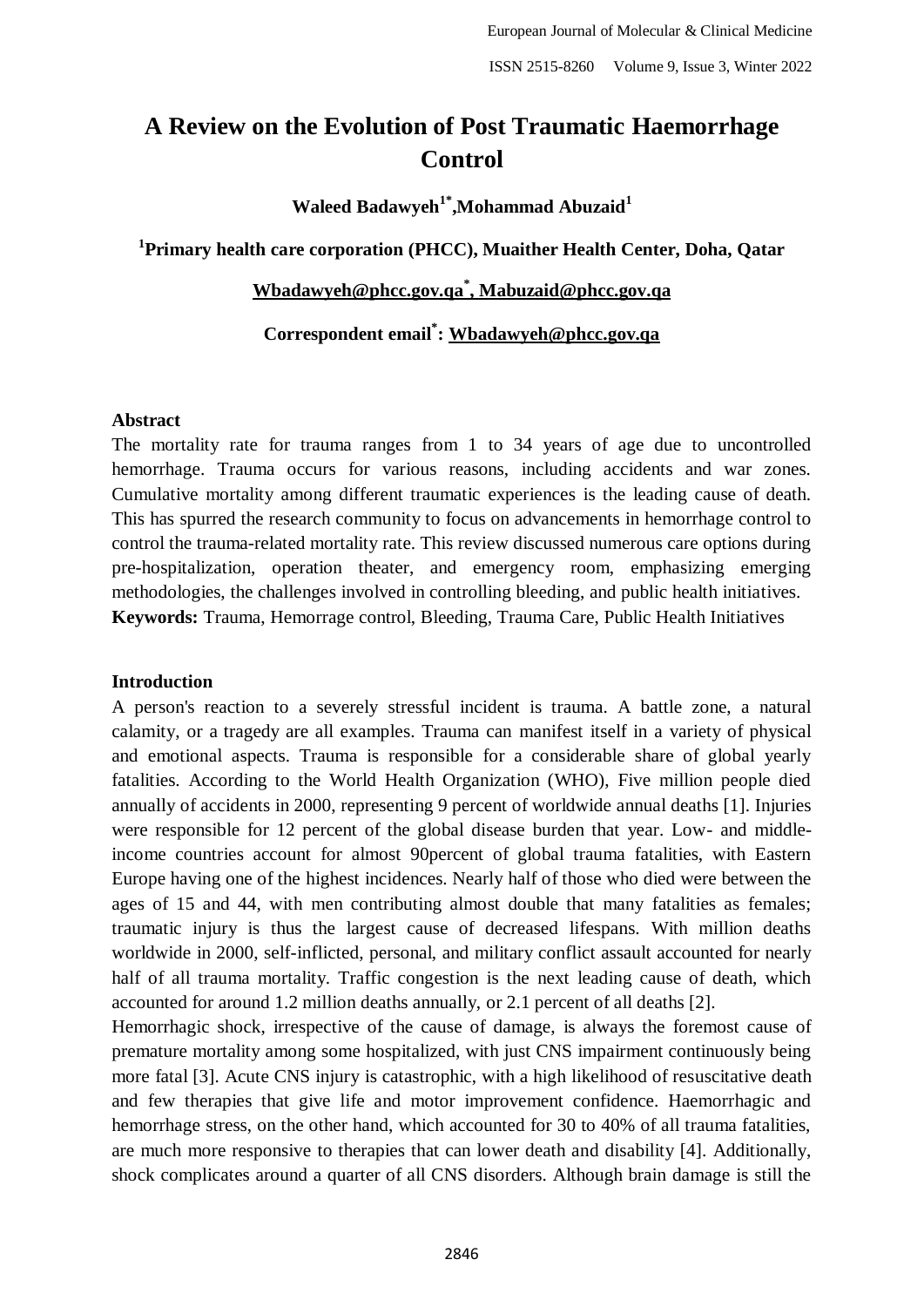# A Review on the Evolution of Post Traumatic Haemorrhage Control

**Waleed Badawyeh[1*], Mohammad Abuzaid[1]**

**[1]Primary health care corporation (PHCC), Muaither Health Center, Doha, Qatar**

**Wbadawyeh@phcc.gov.qa[*], Mabuzaid@phcc.gov.qa**

**Correspondent email[*]: Wbadawyeh@phcc.gov.qa**

**Abstract**

The mortality rate for trauma ranges from 1 to 34 years of age due to uncontrolled hemorrhage. Trauma occurs for various reasons, including accidents and war zones. Cumulative mortality among different traumatic experiences is the leading cause of death. This has spurred the research community to focus on advancements in hemorrhage control to control the trauma-related mortality rate. This review discussed numerous care options during pre-hospitalization, operation theater, and emergency room, emphasizing emerging methodologies, the challenges involved in controlling bleeding, and public health initiatives.

**Keywords:** Trauma, Hemorrage control, Bleeding, Trauma Care, Public Health Initiatives

**Introduction**

A person's reaction to a severely stressful incident is trauma. A battle zone, a natural calamity, or a tragedy are all examples. Trauma can manifest itself in a variety of physical and emotional aspects. Trauma is responsible for a considerable share of global yearly fatalities. According to the World Health Organization (WHO), Five million people died annually of accidents in 2000, representing 9 percent of worldwide annual deaths [1]. Injuries were responsible for 12 percent of the global disease burden that year. Low- and middle-income countries account for almost 90percent of global trauma fatalities, with Eastern Europe having one of the highest incidences. Nearly half of those who died were between the ages of 15 and 44, with men contributing almost double that many fatalities as females; traumatic injury is thus the largest cause of decreased lifespans. With million deaths worldwide in 2000, self-inflicted, personal, and military conflict assault accounted for nearly half of all trauma mortality. Traffic congestion is the next leading cause of death, which accounted for around 1.2 million deaths annually, or 2.1 percent of all deaths [2].

Hemorrhagic shock, irrespective of the cause of damage, is always the foremost cause of premature mortality among some hospitalized, with just CNS impairment continuously being more fatal [3]. Acute CNS injury is catastrophic, with a high likelihood of resuscitative death and few therapies that give life and motor improvement confidence. Haemorrhagic and hemorrhage stress, on the other hand, which accounted for 30 to 40% of all trauma fatalities, are much more responsive to therapies that can lower death and disability [4]. Additionally, shock complicates around a quarter of all CNS disorders. Although brain damage is still the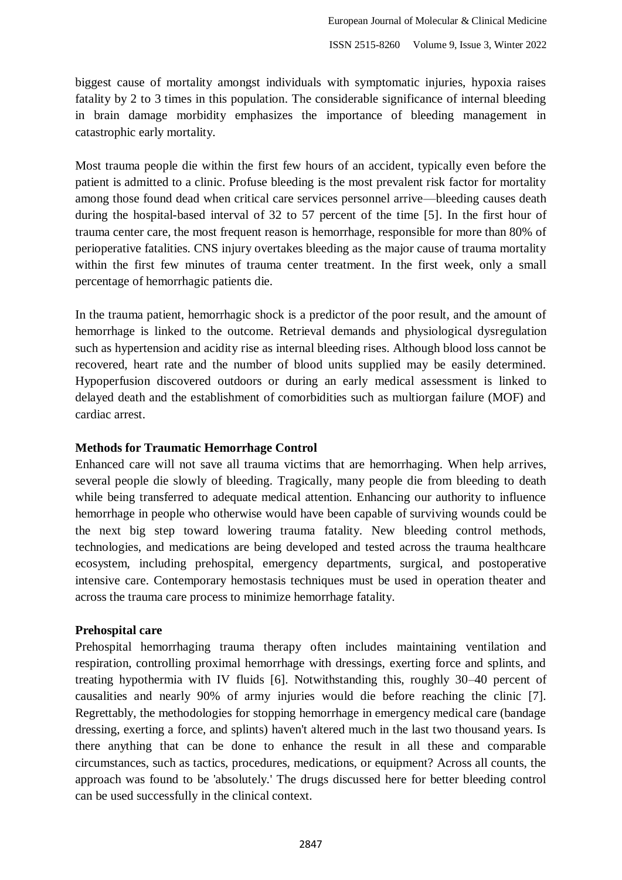biggest cause of mortality amongst individuals with symptomatic injuries, hypoxia raises fatality by 2 to 3 times in this population. The considerable significance of internal bleeding in brain damage morbidity emphasizes the importance of bleeding management in catastrophic early mortality.

Most trauma people die within the first few hours of an accident, typically even before the patient is admitted to a clinic. Profuse bleeding is the most prevalent risk factor for mortality among those found dead when critical care services personnel arrive—bleeding causes death during the hospital-based interval of 32 to 57 percent of the time [5]. In the first hour of trauma center care, the most frequent reason is hemorrhage, responsible for more than 80% of perioperative fatalities. CNS injury overtakes bleeding as the major cause of trauma mortality within the first few minutes of trauma center treatment. In the first week, only a small percentage of hemorrhagic patients die.

In the trauma patient, hemorrhagic shock is a predictor of the poor result, and the amount of hemorrhage is linked to the outcome. Retrieval demands and physiological dysregulation such as hypertension and acidity rise as internal bleeding rises. Although blood loss cannot be recovered, heart rate and the number of blood units supplied may be easily determined. Hypoperfusion discovered outdoors or during an early medical assessment is linked to delayed death and the establishment of comorbidities such as multiorgan failure (MOF) and cardiac arrest.

## Methods for Traumatic Hemorrhage Control

Enhanced care will not save all trauma victims that are hemorrhaging. When help arrives, several people die slowly of bleeding. Tragically, many people die from bleeding to death while being transferred to adequate medical attention. Enhancing our authority to influence hemorrhage in people who otherwise would have been capable of surviving wounds could be the next big step toward lowering trauma fatality. New bleeding control methods, technologies, and medications are being developed and tested across the trauma healthcare ecosystem, including prehospital, emergency departments, surgical, and postoperative intensive care. Contemporary hemostasis techniques must be used in operation theater and across the trauma care process to minimize hemorrhage fatality.

### Prehospital care

Prehospital hemorrhaging trauma therapy often includes maintaining ventilation and respiration, controlling proximal hemorrhage with dressings, exerting force and splints, and treating hypothermia with IV fluids [6]. Notwithstanding this, roughly 30–40 percent of causalities and nearly 90% of army injuries would die before reaching the clinic [7]. Regrettably, the methodologies for stopping hemorrhage in emergency medical care (bandage dressing, exerting a force, and splints) haven't altered much in the last two thousand years. Is there anything that can be done to enhance the result in all these and comparable circumstances, such as tactics, procedures, medications, or equipment? Across all counts, the approach was found to be 'absolutely.' The drugs discussed here for better bleeding control can be used successfully in the clinical context.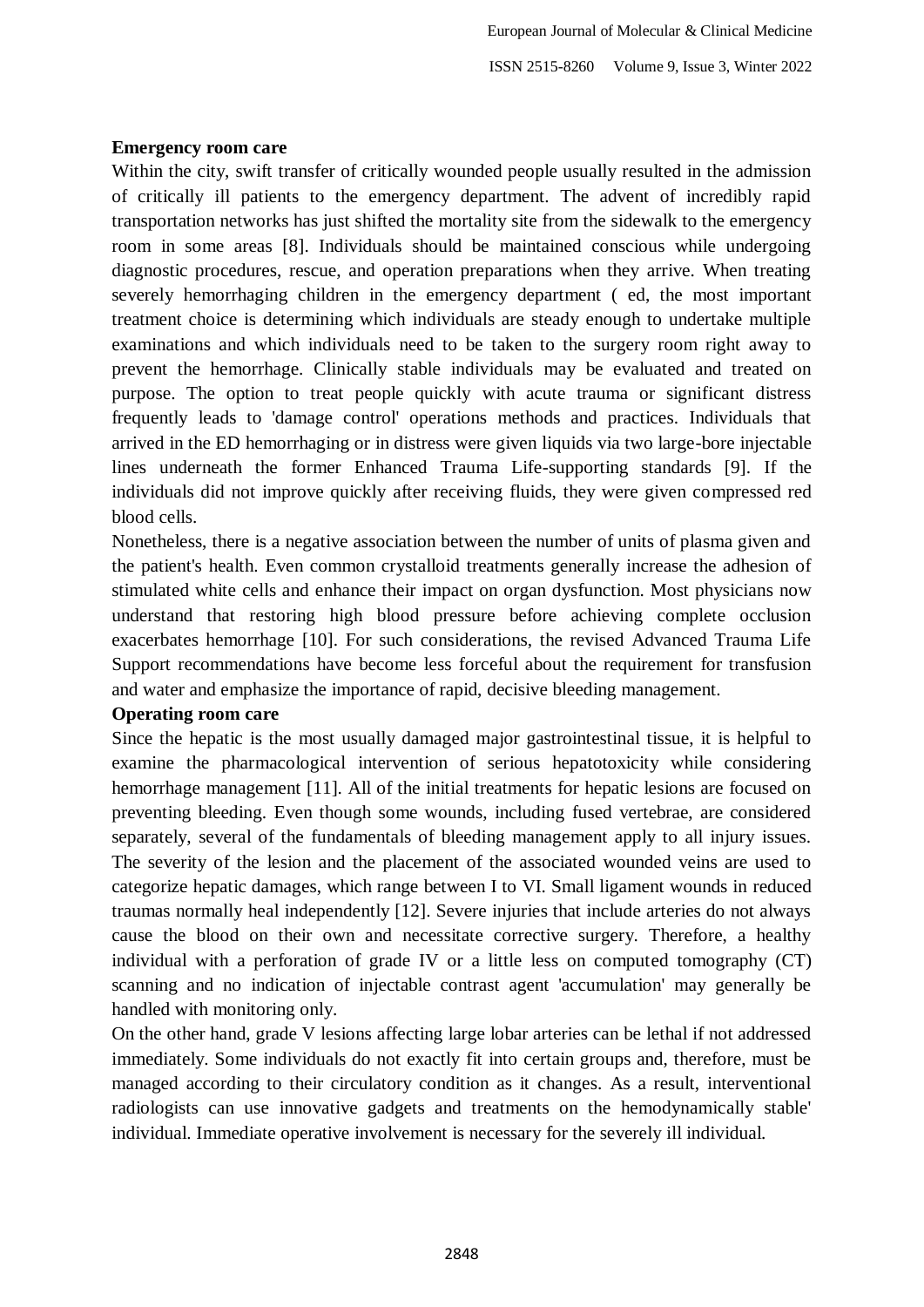**Emergency room care**

Within the city, swift transfer of critically wounded people usually resulted in the admission of critically ill patients to the emergency department. The advent of incredibly rapid transportation networks has just shifted the mortality site from the sidewalk to the emergency room in some areas [8]. Individuals should be maintained conscious while undergoing diagnostic procedures, rescue, and operation preparations when they arrive. When treating severely hemorrhaging children in the emergency department ( ed, the most important treatment choice is determining which individuals are steady enough to undertake multiple examinations and which individuals need to be taken to the surgery room right away to prevent the hemorrhage. Clinically stable individuals may be evaluated and treated on purpose. The option to treat people quickly with acute trauma or significant distress frequently leads to 'damage control' operations methods and practices. Individuals that arrived in the ED hemorrhaging or in distress were given liquids via two large-bore injectable lines underneath the former Enhanced Trauma Life-supporting standards [9]. If the individuals did not improve quickly after receiving fluids, they were given compressed red blood cells.

Nonetheless, there is a negative association between the number of units of plasma given and the patient's health. Even common crystalloid treatments generally increase the adhesion of stimulated white cells and enhance their impact on organ dysfunction. Most physicians now understand that restoring high blood pressure before achieving complete occlusion exacerbates hemorrhage [10]. For such considerations, the revised Advanced Trauma Life Support recommendations have become less forceful about the requirement for transfusion and water and emphasize the importance of rapid, decisive bleeding management.

**Operating room care**

Since the hepatic is the most usually damaged major gastrointestinal tissue, it is helpful to examine the pharmacological intervention of serious hepatotoxicity while considering hemorrhage management [11]. All of the initial treatments for hepatic lesions are focused on preventing bleeding. Even though some wounds, including fused vertebrae, are considered separately, several of the fundamentals of bleeding management apply to all injury issues. The severity of the lesion and the placement of the associated wounded veins are used to categorize hepatic damages, which range between I to VI. Small ligament wounds in reduced traumas normally heal independently [12]. Severe injuries that include arteries do not always cause the blood on their own and necessitate corrective surgery. Therefore, a healthy individual with a perforation of grade IV or a little less on computed tomography (CT) scanning and no indication of injectable contrast agent 'accumulation' may generally be handled with monitoring only.

On the other hand, grade V lesions affecting large lobar arteries can be lethal if not addressed immediately. Some individuals do not exactly fit into certain groups and, therefore, must be managed according to their circulatory condition as it changes. As a result, interventional radiologists can use innovative gadgets and treatments on the hemodynamically stable' individual. Immediate operative involvement is necessary for the severely ill individual.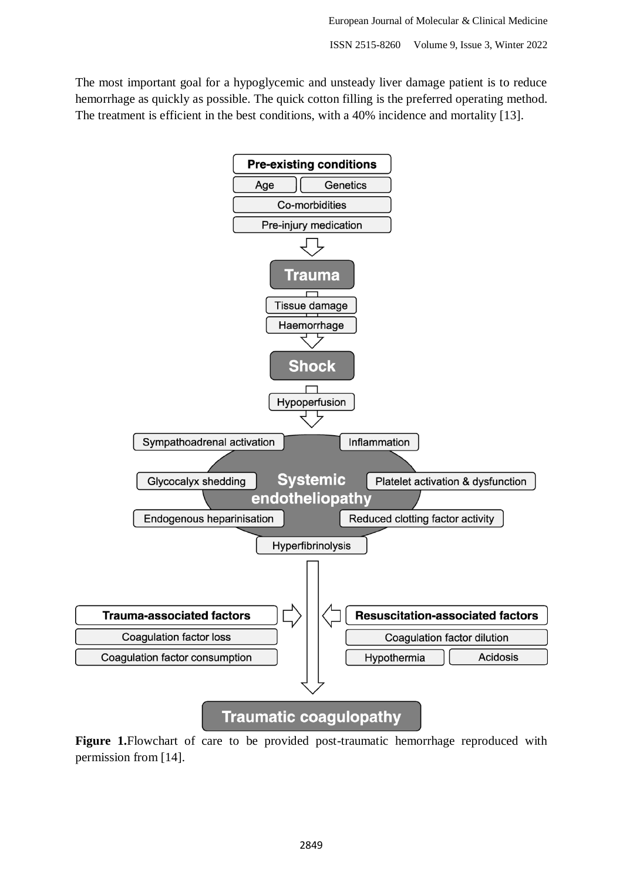The most important goal for a hypoglycemic and unsteady liver damage patient is to reduce hemorrhage as quickly as possible. The quick cotton filling is the preferred operating method. The treatment is efficient in the best conditions, with a 40% incidence and mortality [13].

**Pre-existing conditions**

- Age
- Genetics
- Co-morbidities
- Pre-injury medication

**Trauma**

- Tissue damage
- Haemorrhage

**Shock**

- Hypoperfusion

**Systemic endotheliopathy**

- Sympathoadrenal activation
- Inflammation
- Glycocalyx shedding
- Platelet activation & dysfunction
- Endogenous heparinisation
- Reduced clotting factor activity
- Hyperfibrinolysis

**Trauma-associated factors**

- Coagulation factor loss
- Coagulation factor consumption

**Resuscitation-associated factors**

- Coagulation factor dilution
- Hypothermia
- Acidosis

**Traumatic coagulopathy**

**Figure 1.** Flowchart of care to be provided post-traumatic hemorrhage reproduced with permission from [14].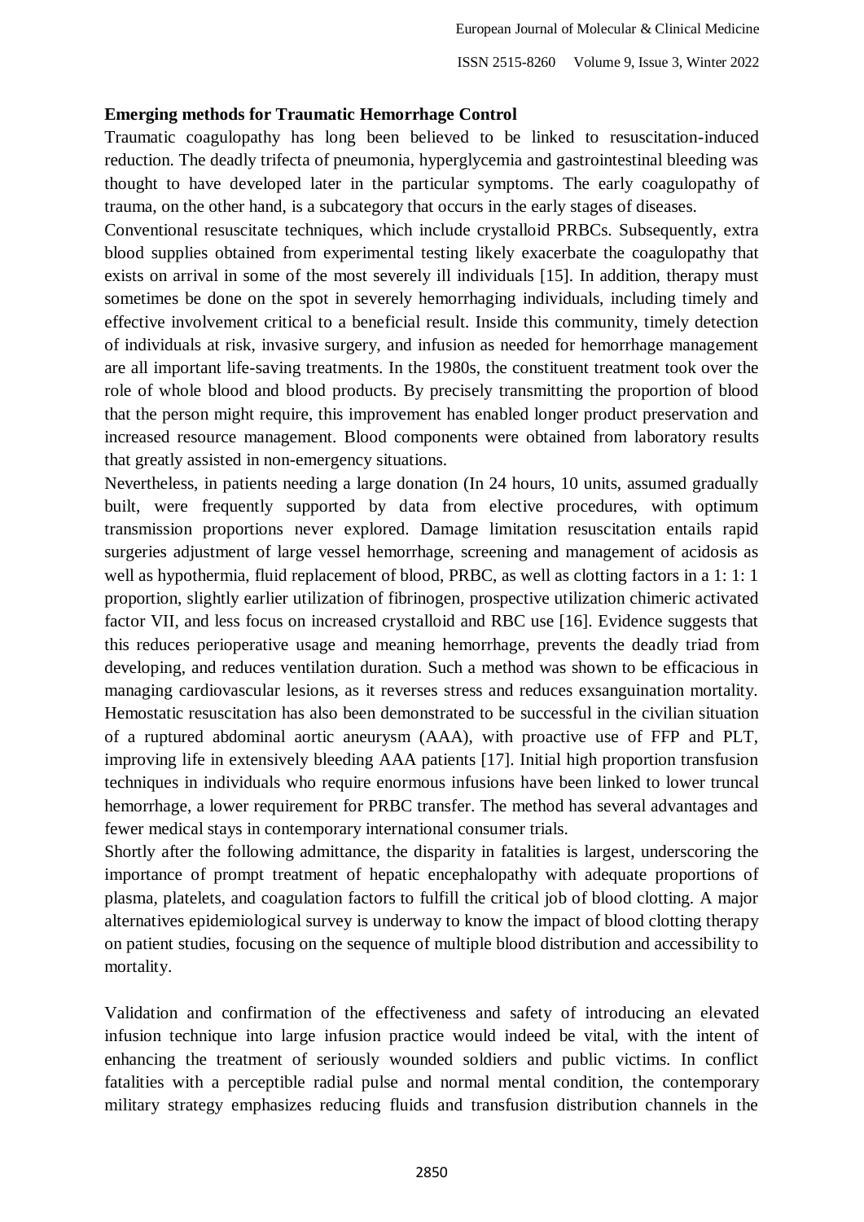**Emerging methods for Traumatic Hemorrhage Control**

Traumatic coagulopathy has long been believed to be linked to resuscitation-induced reduction. The deadly trifecta of pneumonia, hyperglycemia and gastrointestinal bleeding was thought to have developed later in the particular symptoms. The early coagulopathy of trauma, on the other hand, is a subcategory that occurs in the early stages of diseases.

Conventional resuscitate techniques, which include crystalloid PRBCs. Subsequently, extra blood supplies obtained from experimental testing likely exacerbate the coagulopathy that exists on arrival in some of the most severely ill individuals [15]. In addition, therapy must sometimes be done on the spot in severely hemorrhaging individuals, including timely and effective involvement critical to a beneficial result. Inside this community, timely detection of individuals at risk, invasive surgery, and infusion as needed for hemorrhage management are all important life-saving treatments. In the 1980s, the constituent treatment took over the role of whole blood and blood products. By precisely transmitting the proportion of blood that the person might require, this improvement has enabled longer product preservation and increased resource management. Blood components were obtained from laboratory results that greatly assisted in non-emergency situations.

Nevertheless, in patients needing a large donation (In 24 hours, 10 units, assumed gradually built, were frequently supported by data from elective procedures, with optimum transmission proportions never explored. Damage limitation resuscitation entails rapid surgeries adjustment of large vessel hemorrhage, screening and management of acidosis as well as hypothermia, fluid replacement of blood, PRBC, as well as clotting factors in a 1: 1: 1 proportion, slightly earlier utilization of fibrinogen, prospective utilization chimeric activated factor VII, and less focus on increased crystalloid and RBC use [16]. Evidence suggests that this reduces perioperative usage and meaning hemorrhage, prevents the deadly triad from developing, and reduces ventilation duration. Such a method was shown to be efficacious in managing cardiovascular lesions, as it reverses stress and reduces exsanguination mortality. Hemostatic resuscitation has also been demonstrated to be successful in the civilian situation of a ruptured abdominal aortic aneurysm (AAA), with proactive use of FFP and PLT, improving life in extensively bleeding AAA patients [17]. Initial high proportion transfusion techniques in individuals who require enormous infusions have been linked to lower truncal hemorrhage, a lower requirement for PRBC transfer. The method has several advantages and fewer medical stays in contemporary international consumer trials.

Shortly after the following admittance, the disparity in fatalities is largest, underscoring the importance of prompt treatment of hepatic encephalopathy with adequate proportions of plasma, platelets, and coagulation factors to fulfill the critical job of blood clotting. A major alternatives epidemiological survey is underway to know the impact of blood clotting therapy on patient studies, focusing on the sequence of multiple blood distribution and accessibility to mortality.

Validation and confirmation of the effectiveness and safety of introducing an elevated infusion technique into large infusion practice would indeed be vital, with the intent of enhancing the treatment of seriously wounded soldiers and public victims. In conflict fatalities with a perceptible radial pulse and normal mental condition, the contemporary military strategy emphasizes reducing fluids and transfusion distribution channels in the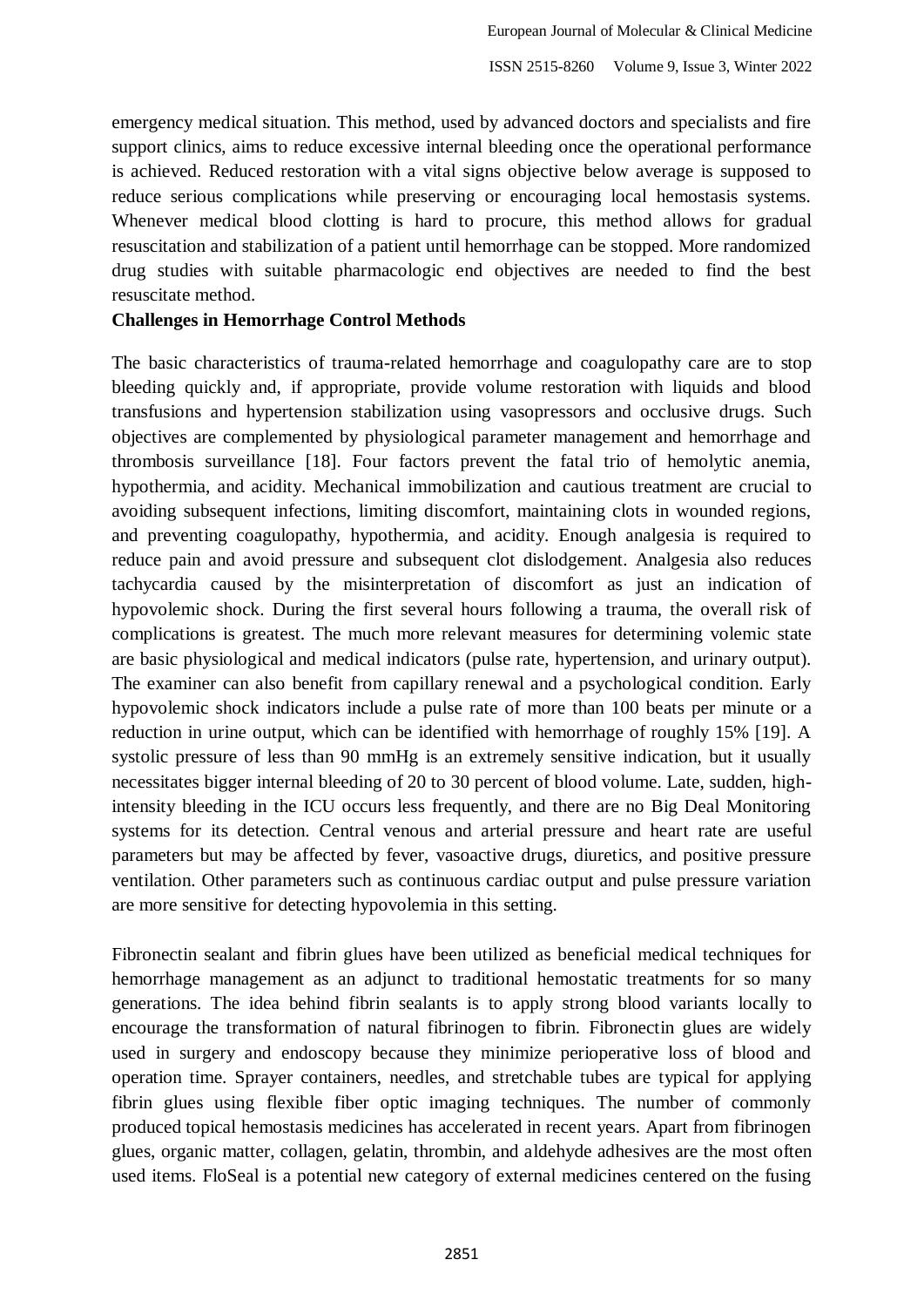emergency medical situation. This method, used by advanced doctors and specialists and fire support clinics, aims to reduce excessive internal bleeding once the operational performance is achieved. Reduced restoration with a vital signs objective below average is supposed to reduce serious complications while preserving or encouraging local hemostasis systems. Whenever medical blood clotting is hard to procure, this method allows for gradual resuscitation and stabilization of a patient until hemorrhage can be stopped. More randomized drug studies with suitable pharmacologic end objectives are needed to find the best resuscitate method.

**Challenges in Hemorrhage Control Methods**

The basic characteristics of trauma-related hemorrhage and coagulopathy care are to stop bleeding quickly and, if appropriate, provide volume restoration with liquids and blood transfusions and hypertension stabilization using vasopressors and occlusive drugs. Such objectives are complemented by physiological parameter management and hemorrhage and thrombosis surveillance [18]. Four factors prevent the fatal trio of hemolytic anemia, hypothermia, and acidity. Mechanical immobilization and cautious treatment are crucial to avoiding subsequent infections, limiting discomfort, maintaining clots in wounded regions, and preventing coagulopathy, hypothermia, and acidity. Enough analgesia is required to reduce pain and avoid pressure and subsequent clot dislodgement. Analgesia also reduces tachycardia caused by the misinterpretation of discomfort as just an indication of hypovolemic shock. During the first several hours following a trauma, the overall risk of complications is greatest. The much more relevant measures for determining volemic state are basic physiological and medical indicators (pulse rate, hypertension, and urinary output). The examiner can also benefit from capillary renewal and a psychological condition. Early hypovolemic shock indicators include a pulse rate of more than 100 beats per minute or a reduction in urine output, which can be identified with hemorrhage of roughly 15% [19]. A systolic pressure of less than 90 mmHg is an extremely sensitive indication, but it usually necessitates bigger internal bleeding of 20 to 30 percent of blood volume. Late, sudden, high-intensity bleeding in the ICU occurs less frequently, and there are no Big Deal Monitoring systems for its detection. Central venous and arterial pressure and heart rate are useful parameters but may be affected by fever, vasoactive drugs, diuretics, and positive pressure ventilation. Other parameters such as continuous cardiac output and pulse pressure variation are more sensitive for detecting hypovolemia in this setting.

Fibronectin sealant and fibrin glues have been utilized as beneficial medical techniques for hemorrhage management as an adjunct to traditional hemostatic treatments for so many generations. The idea behind fibrin sealants is to apply strong blood variants locally to encourage the transformation of natural fibrinogen to fibrin. Fibronectin glues are widely used in surgery and endoscopy because they minimize perioperative loss of blood and operation time. Sprayer containers, needles, and stretchable tubes are typical for applying fibrin glues using flexible fiber optic imaging techniques. The number of commonly produced topical hemostasis medicines has accelerated in recent years. Apart from fibrinogen glues, organic matter, collagen, gelatin, thrombin, and aldehyde adhesives are the most often used items. FloSeal is a potential new category of external medicines centered on the fusing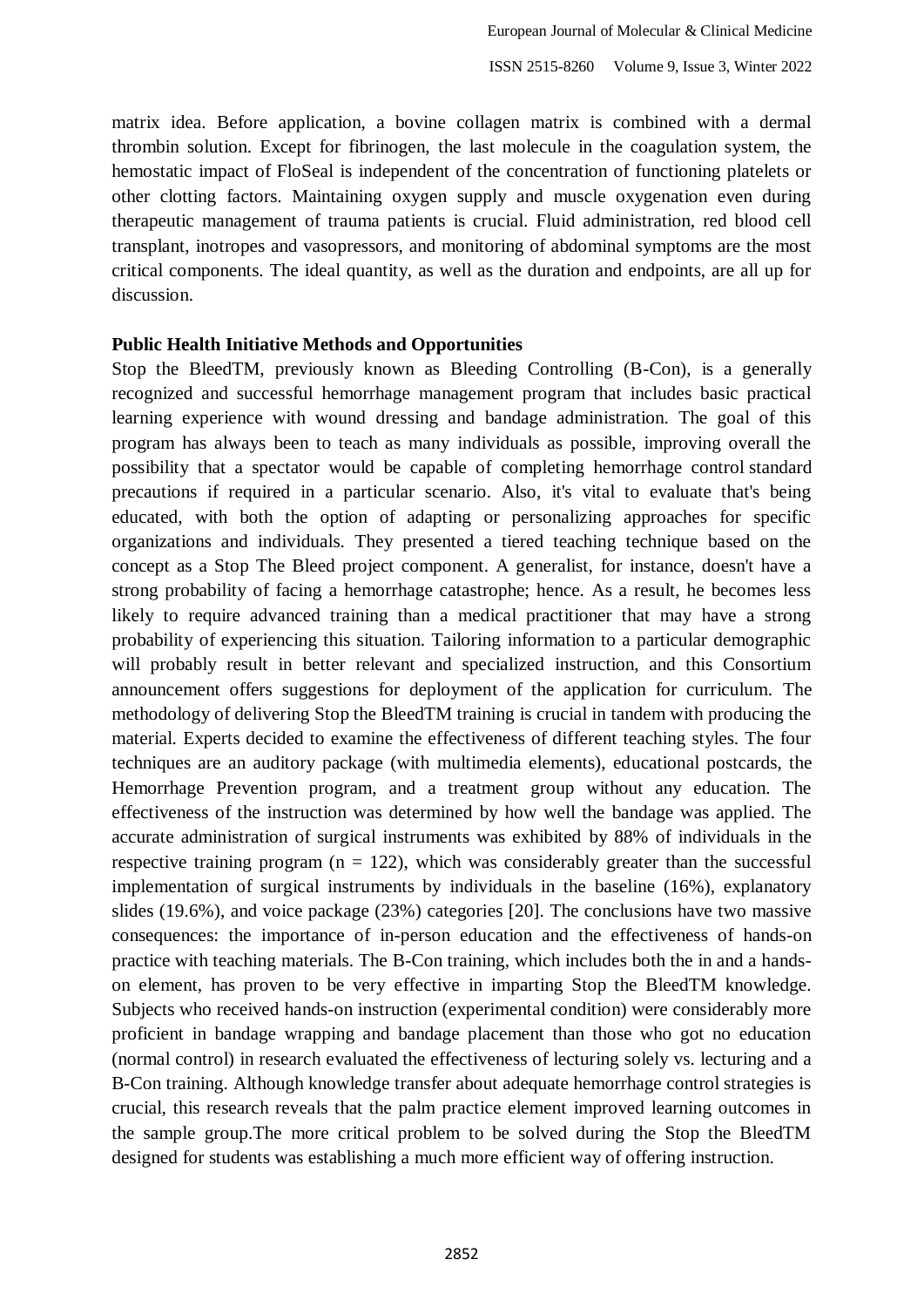matrix idea. Before application, a bovine collagen matrix is combined with a dermal thrombin solution. Except for fibrinogen, the last molecule in the coagulation system, the hemostatic impact of FloSeal is independent of the concentration of functioning platelets or other clotting factors. Maintaining oxygen supply and muscle oxygenation even during therapeutic management of trauma patients is crucial. Fluid administration, red blood cell transplant, inotropes and vasopressors, and monitoring of abdominal symptoms are the most critical components. The ideal quantity, as well as the duration and endpoints, are all up for discussion.

**Public Health Initiative Methods and Opportunities**

Stop the BleedTM, previously known as Bleeding Controlling (B-Con), is a generally recognized and successful hemorrhage management program that includes basic practical learning experience with wound dressing and bandage administration. The goal of this program has always been to teach as many individuals as possible, improving overall the possibility that a spectator would be capable of completing hemorrhage control standard precautions if required in a particular scenario. Also, it's vital to evaluate that's being educated, with both the option of adapting or personalizing approaches for specific organizations and individuals. They presented a tiered teaching technique based on the concept as a Stop The Bleed project component. A generalist, for instance, doesn't have a strong probability of facing a hemorrhage catastrophe; hence. As a result, he becomes less likely to require advanced training than a medical practitioner that may have a strong probability of experiencing this situation. Tailoring information to a particular demographic will probably result in better relevant and specialized instruction, and this Consortium announcement offers suggestions for deployment of the application for curriculum. The methodology of delivering Stop the BleedTM training is crucial in tandem with producing the material. Experts decided to examine the effectiveness of different teaching styles. The four techniques are an auditory package (with multimedia elements), educational postcards, the Hemorrhage Prevention program, and a treatment group without any education. The effectiveness of the instruction was determined by how well the bandage was applied. The accurate administration of surgical instruments was exhibited by 88% of individuals in the respective training program ($n = 122$), which was considerably greater than the successful implementation of surgical instruments by individuals in the baseline (16%), explanatory slides (19.6%), and voice package (23%) categories [20]. The conclusions have two massive consequences: the importance of in-person education and the effectiveness of hands-on practice with teaching materials. The B-Con training, which includes both the in and a hands-on element, has proven to be very effective in imparting Stop the BleedTM knowledge. Subjects who received hands-on instruction (experimental condition) were considerably more proficient in bandage wrapping and bandage placement than those who got no education (normal control) in research evaluated the effectiveness of lecturing solely vs. lecturing and a B-Con training. Although knowledge transfer about adequate hemorrhage control strategies is crucial, this research reveals that the palm practice element improved learning outcomes in the sample group.The more critical problem to be solved during the Stop the BleedTM designed for students was establishing a much more efficient way of offering instruction.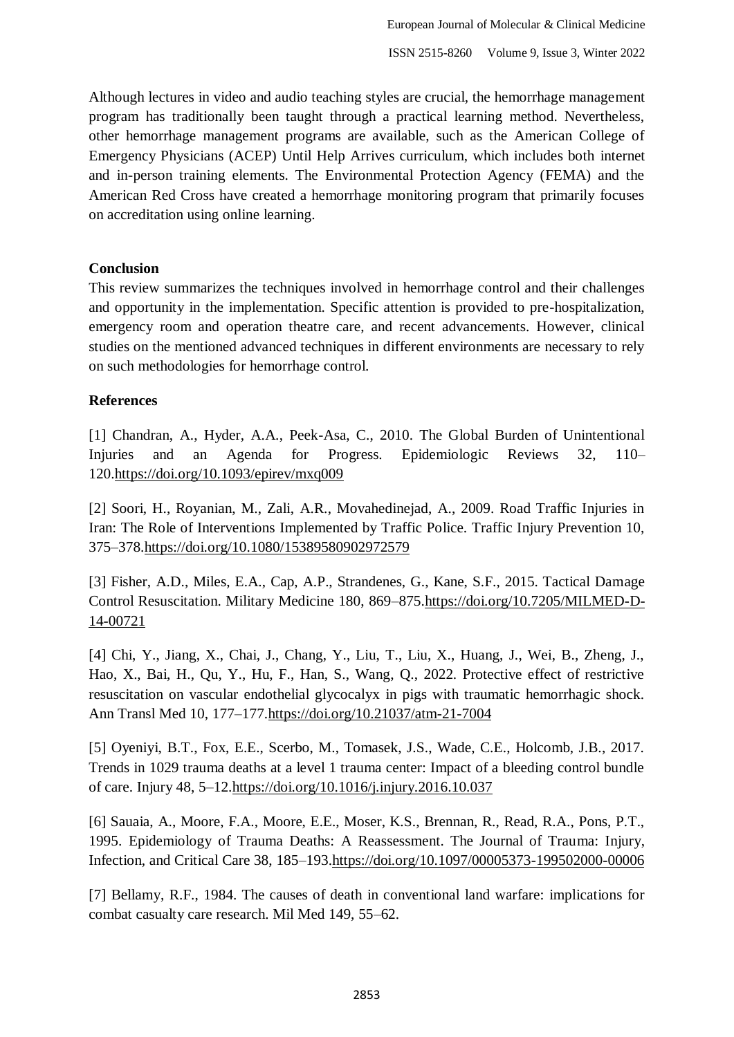Although lectures in video and audio teaching styles are crucial, the hemorrhage management program has traditionally been taught through a practical learning method. Nevertheless, other hemorrhage management programs are available, such as the American College of Emergency Physicians (ACEP) Until Help Arrives curriculum, which includes both internet and in-person training elements. The Environmental Protection Agency (FEMA) and the American Red Cross have created a hemorrhage monitoring program that primarily focuses on accreditation using online learning.

## Conclusion

This review summarizes the techniques involved in hemorrhage control and their challenges and opportunity in the implementation. Specific attention is provided to pre-hospitalization, emergency room and operation theatre care, and recent advancements. However, clinical studies on the mentioned advanced techniques in different environments are necessary to rely on such methodologies for hemorrhage control.

## References

[1] Chandran, A., Hyder, A.A., Peek-Asa, C., 2010. The Global Burden of Unintentional Injuries and an Agenda for Progress. Epidemiologic Reviews 32, 110–120.https://doi.org/10.1093/epirev/mxq009

[2] Soori, H., Royanian, M., Zali, A.R., Movahedinejad, A., 2009. Road Traffic Injuries in Iran: The Role of Interventions Implemented by Traffic Police. Traffic Injury Prevention 10, 375–378.https://doi.org/10.1080/15389580902972579

[3] Fisher, A.D., Miles, E.A., Cap, A.P., Strandenes, G., Kane, S.F., 2015. Tactical Damage Control Resuscitation. Military Medicine 180, 869–875.https://doi.org/10.7205/MILMED-D-14-00721

[4] Chi, Y., Jiang, X., Chai, J., Chang, Y., Liu, T., Liu, X., Huang, J., Wei, B., Zheng, J., Hao, X., Bai, H., Qu, Y., Hu, F., Han, S., Wang, Q., 2022. Protective effect of restrictive resuscitation on vascular endothelial glycocalyx in pigs with traumatic hemorrhagic shock. Ann Transl Med 10, 177–177.https://doi.org/10.21037/atm-21-7004

[5] Oyeniyi, B.T., Fox, E.E., Scerbo, M., Tomasek, J.S., Wade, C.E., Holcomb, J.B., 2017. Trends in 1029 trauma deaths at a level 1 trauma center: Impact of a bleeding control bundle of care. Injury 48, 5–12.https://doi.org/10.1016/j.injury.2016.10.037

[6] Sauaia, A., Moore, F.A., Moore, E.E., Moser, K.S., Brennan, R., Read, R.A., Pons, P.T., 1995. Epidemiology of Trauma Deaths: A Reassessment. The Journal of Trauma: Injury, Infection, and Critical Care 38, 185–193.https://doi.org/10.1097/00005373-199502000-00006

[7] Bellamy, R.F., 1984. The causes of death in conventional land warfare: implications for combat casualty care research. Mil Med 149, 55–62.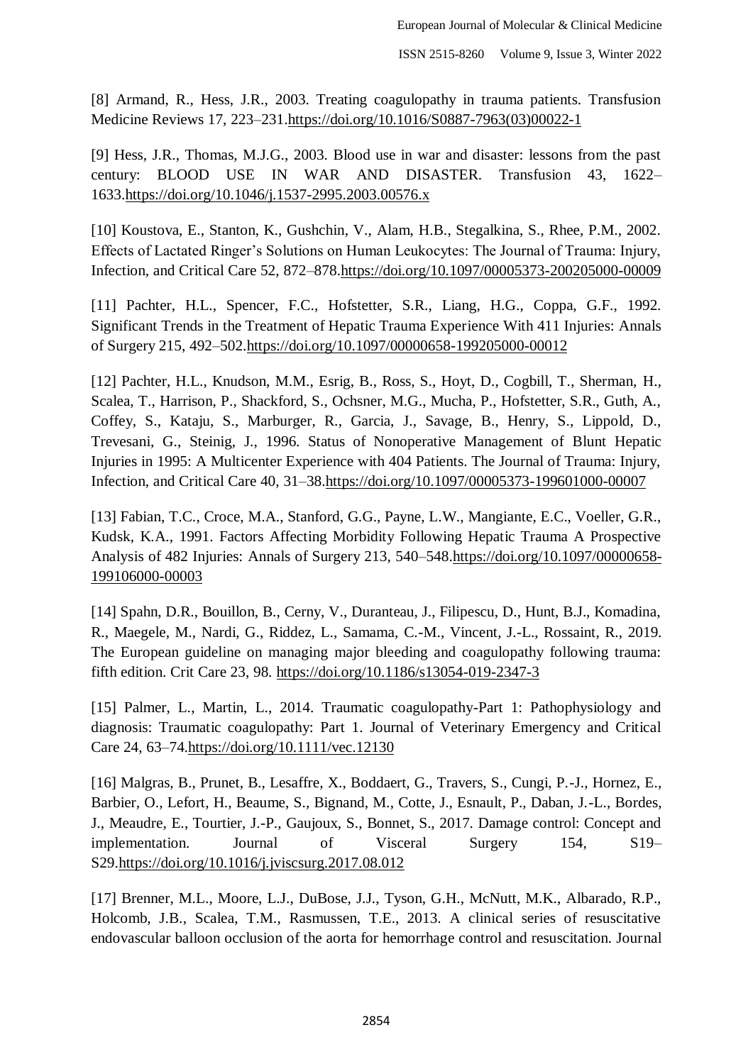[8] Armand, R., Hess, J.R., 2003. Treating coagulopathy in trauma patients. Transfusion Medicine Reviews 17, 223–231.https://doi.org/10.1016/S0887-7963(03)00022-1

[9] Hess, J.R., Thomas, M.J.G., 2003. Blood use in war and disaster: lessons from the past century: BLOOD USE IN WAR AND DISASTER. Transfusion 43, 1622–1633.https://doi.org/10.1046/j.1537-2995.2003.00576.x

[10] Koustova, E., Stanton, K., Gushchin, V., Alam, H.B., Stegalkina, S., Rhee, P.M., 2002. Effects of Lactated Ringer's Solutions on Human Leukocytes: The Journal of Trauma: Injury, Infection, and Critical Care 52, 872–878.https://doi.org/10.1097/00005373-200205000-00009

[11] Pachter, H.L., Spencer, F.C., Hofstetter, S.R., Liang, H.G., Coppa, G.F., 1992. Significant Trends in the Treatment of Hepatic Trauma Experience With 411 Injuries: Annals of Surgery 215, 492–502.https://doi.org/10.1097/00000658-199205000-00012

[12] Pachter, H.L., Knudson, M.M., Esrig, B., Ross, S., Hoyt, D., Cogbill, T., Sherman, H., Scalea, T., Harrison, P., Shackford, S., Ochsner, M.G., Mucha, P., Hofstetter, S.R., Guth, A., Coffey, S., Kataju, S., Marburger, R., Garcia, J., Savage, B., Henry, S., Lippold, D., Trevesani, G., Steinig, J., 1996. Status of Nonoperative Management of Blunt Hepatic Injuries in 1995: A Multicenter Experience with 404 Patients. The Journal of Trauma: Injury, Infection, and Critical Care 40, 31–38.https://doi.org/10.1097/00005373-199601000-00007

[13] Fabian, T.C., Croce, M.A., Stanford, G.G., Payne, L.W., Mangiante, E.C., Voeller, G.R., Kudsk, K.A., 1991. Factors Affecting Morbidity Following Hepatic Trauma A Prospective Analysis of 482 Injuries: Annals of Surgery 213, 540–548.https://doi.org/10.1097/00000658-199106000-00003

[14] Spahn, D.R., Bouillon, B., Cerny, V., Duranteau, J., Filipescu, D., Hunt, B.J., Komadina, R., Maegele, M., Nardi, G., Riddez, L., Samama, C.-M., Vincent, J.-L., Rossaint, R., 2019. The European guideline on managing major bleeding and coagulopathy following trauma: fifth edition. Crit Care 23, 98. https://doi.org/10.1186/s13054-019-2347-3

[15] Palmer, L., Martin, L., 2014. Traumatic coagulopathy-Part 1: Pathophysiology and diagnosis: Traumatic coagulopathy: Part 1. Journal of Veterinary Emergency and Critical Care 24, 63–74.https://doi.org/10.1111/vec.12130

[16] Malgras, B., Prunet, B., Lesaffre, X., Boddaert, G., Travers, S., Cungi, P.-J., Hornez, E., Barbier, O., Lefort, H., Beaume, S., Bignand, M., Cotte, J., Esnault, P., Daban, J.-L., Bordes, J., Meaudre, E., Tourtier, J.-P., Gaujoux, S., Bonnet, S., 2017. Damage control: Concept and implementation. Journal of Visceral Surgery 154, S19–S29.https://doi.org/10.1016/j.jviscsurg.2017.08.012

[17] Brenner, M.L., Moore, L.J., DuBose, J.J., Tyson, G.H., McNutt, M.K., Albarado, R.P., Holcomb, J.B., Scalea, T.M., Rasmussen, T.E., 2013. A clinical series of resuscitative endovascular balloon occlusion of the aorta for hemorrhage control and resuscitation. Journal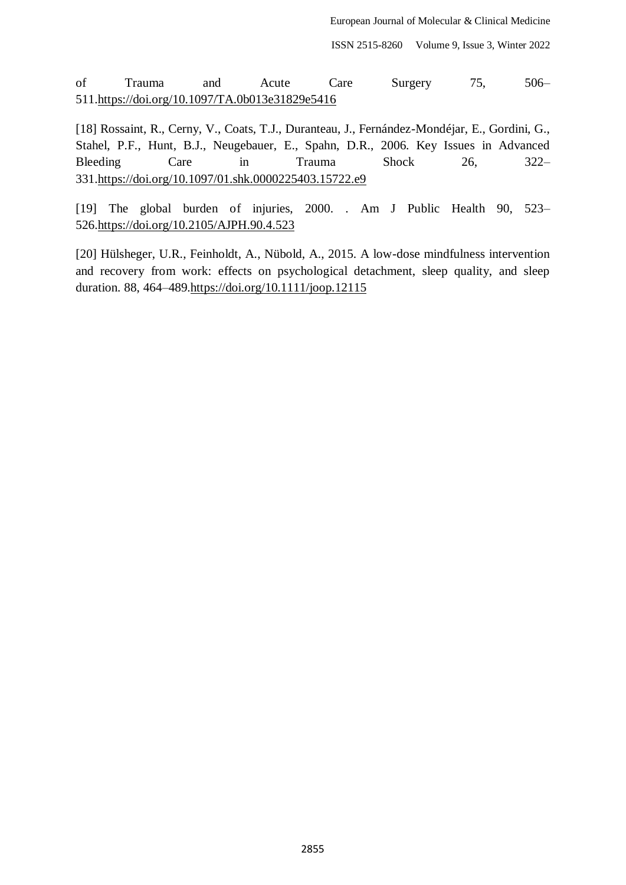of Trauma and Acute Care Surgery 75, 506–511.https://doi.org/10.1097/TA.0b013e31829e5416

[18] Rossaint, R., Cerny, V., Coats, T.J., Duranteau, J., Fernández-Mondéjar, E., Gordini, G., Stahel, P.F., Hunt, B.J., Neugebauer, E., Spahn, D.R., 2006. Key Issues in Advanced Bleeding Care in Trauma Shock 26, 322–331.https://doi.org/10.1097/01.shk.0000225403.15722.e9

[19] The global burden of injuries, 2000. . Am J Public Health 90, 523–526.https://doi.org/10.2105/AJPH.90.4.523

[20] Hülsheger, U.R., Feinholdt, A., Nübold, A., 2015. A low-dose mindfulness intervention and recovery from work: effects on psychological detachment, sleep quality, and sleep duration. 88, 464–489.https://doi.org/10.1111/joop.12115